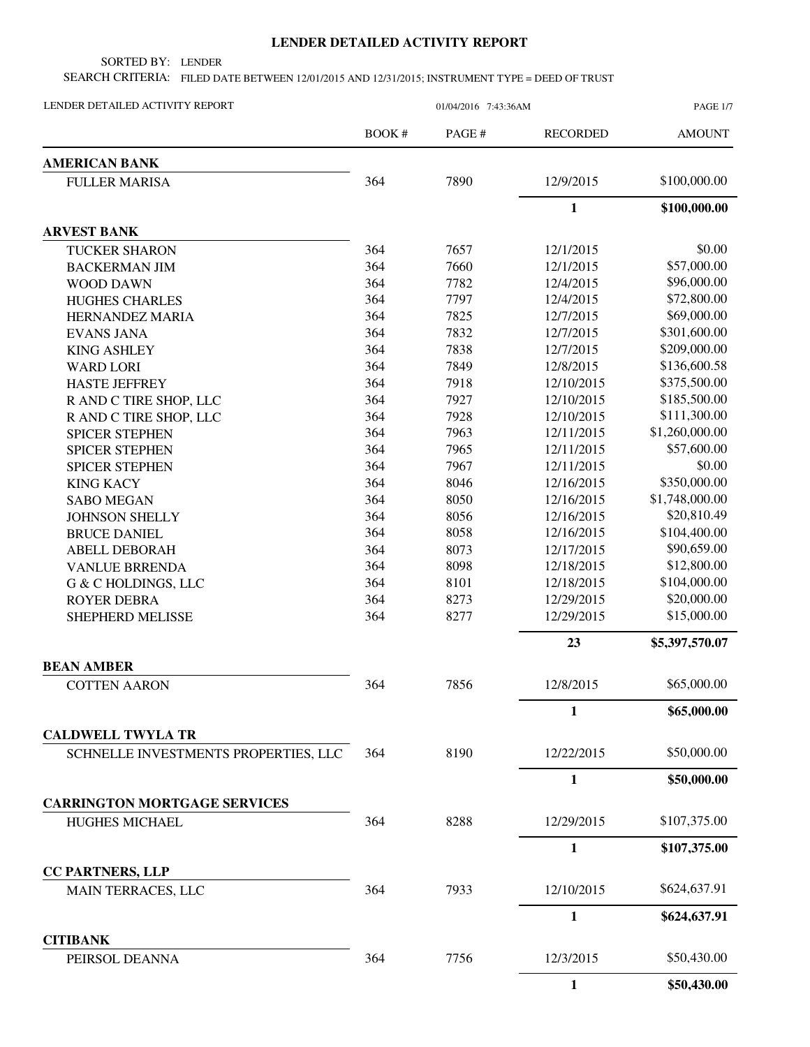# LENDER DETAILED ACTIVITY REPORT

SORTED BY: LENDER

SEARCH CRITERIA: FILED DATE BETWEEN 12/01/2015 AND 12/31/2015; INSTRUMENT TYPE = DEED OF TRUST

LENDER DETAILED ACTIVITY REPORT 01/04/2016 7:43:36AM

| | BOOK # | PAGE # | RECORDED | AMOUNT |
|---|---|---|---|---|
| **AMERICAN BANK** | | | | |
| FULLER MARISA | 364 | 7890 | 12/9/2015 | $100,000.00 |
| | | | **1** | **$100,000.00** |
| **ARVEST BANK** | | | | |
| TUCKER SHARON | 364 | 7657 | 12/1/2015 | $0.00 |
| BACKERMAN JIM | 364 | 7660 | 12/1/2015 | $57,000.00 |
| WOOD DAWN | 364 | 7782 | 12/4/2015 | $96,000.00 |
| HUGHES CHARLES | 364 | 7797 | 12/4/2015 | $72,800.00 |
| HERNANDEZ MARIA | 364 | 7825 | 12/7/2015 | $69,000.00 |
| EVANS JANA | 364 | 7832 | 12/7/2015 | $301,600.00 |
| KING ASHLEY | 364 | 7838 | 12/7/2015 | $209,000.00 |
| WARD LORI | 364 | 7849 | 12/8/2015 | $136,600.58 |
| HASTE JEFFREY | 364 | 7918 | 12/10/2015 | $375,500.00 |
| R AND C TIRE SHOP, LLC | 364 | 7927 | 12/10/2015 | $185,500.00 |
| R AND C TIRE SHOP, LLC | 364 | 7928 | 12/10/2015 | $111,300.00 |
| SPICER STEPHEN | 364 | 7963 | 12/11/2015 | $1,260,000.00 |
| SPICER STEPHEN | 364 | 7965 | 12/11/2015 | $57,600.00 |
| SPICER STEPHEN | 364 | 7967 | 12/11/2015 | $0.00 |
| KING KACY | 364 | 8046 | 12/16/2015 | $350,000.00 |
| SABO MEGAN | 364 | 8050 | 12/16/2015 | $1,748,000.00 |
| JOHNSON SHELLY | 364 | 8056 | 12/16/2015 | $20,810.49 |
| BRUCE DANIEL | 364 | 8058 | 12/16/2015 | $104,400.00 |
| ABELL DEBORAH | 364 | 8073 | 12/17/2015 | $90,659.00 |
| VANLUE BRRENDA | 364 | 8098 | 12/18/2015 | $12,800.00 |
| G & C HOLDINGS, LLC | 364 | 8101 | 12/18/2015 | $104,000.00 |
| ROYER DEBRA | 364 | 8273 | 12/29/2015 | $20,000.00 |
| SHEPHERD MELISSE | 364 | 8277 | 12/29/2015 | $15,000.00 |
| | | | **23** | **$5,397,570.07** |
| **BEAN AMBER** | | | | |
| COTTEN AARON | 364 | 7856 | 12/8/2015 | $65,000.00 |
| | | | **1** | **$65,000.00** |
| **CALDWELL TWYLA TR** | | | | |
| SCHNELLE INVESTMENTS PROPERTIES, LLC | 364 | 8190 | 12/22/2015 | $50,000.00 |
| | | | **1** | **$50,000.00** |
| **CARRINGTON MORTGAGE SERVICES** | | | | |
| HUGHES MICHAEL | 364 | 8288 | 12/29/2015 | $107,375.00 |
| | | | **1** | **$107,375.00** |
| **CC PARTNERS, LLP** | | | | |
| MAIN TERRACES, LLC | 364 | 7933 | 12/10/2015 | $624,637.91 |
| | | | **1** | **$624,637.91** |
| **CITIBANK** | | | | |
| PEIRSOL DEANNA | 364 | 7756 | 12/3/2015 | $50,430.00 |
| | | | **1** | **$50,430.00** |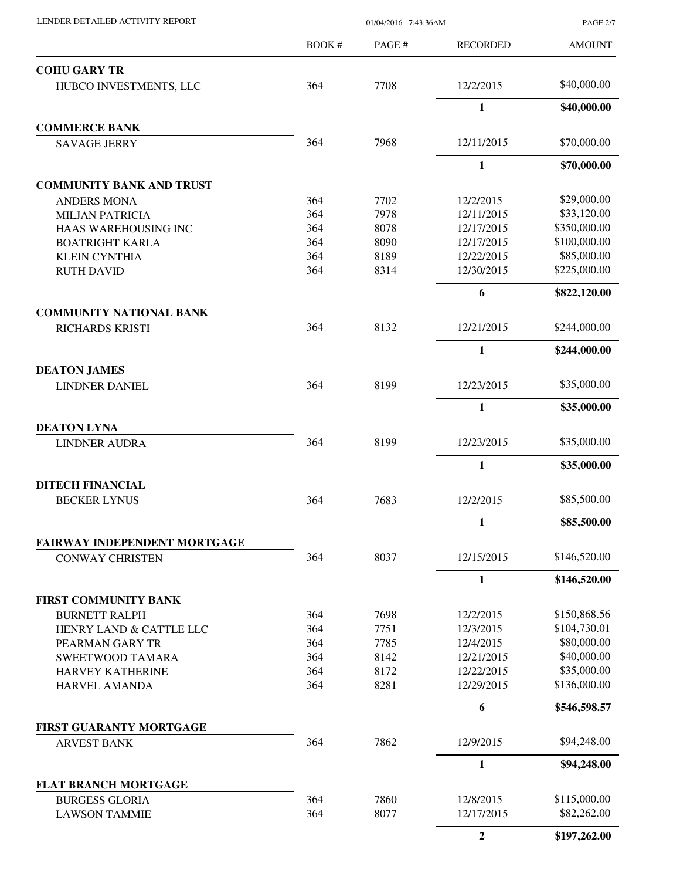| | BOOK # | PAGE # | RECORDED | AMOUNT |
|---|---|---|---|---|
| **COHU GARY TR** | | | | |
| HUBCO INVESTMENTS, LLC | 364 | 7708 | 12/2/2015 | $40,000.00 |
| | | | **1** | **$40,000.00** |
| **COMMERCE BANK** | | | | |
| SAVAGE JERRY | 364 | 7968 | 12/11/2015 | $70,000.00 |
| | | | **1** | **$70,000.00** |
| **COMMUNITY BANK AND TRUST** | | | | |
| ANDERS MONA | 364 | 7702 | 12/2/2015 | $29,000.00 |
| MILJAN PATRICIA | 364 | 7978 | 12/11/2015 | $33,120.00 |
| HAAS WAREHOUSING INC | 364 | 8078 | 12/17/2015 | $350,000.00 |
| BOATRIGHT KARLA | 364 | 8090 | 12/17/2015 | $100,000.00 |
| KLEIN CYNTHIA | 364 | 8189 | 12/22/2015 | $85,000.00 |
| RUTH DAVID | 364 | 8314 | 12/30/2015 | $225,000.00 |
| | | | **6** | **$822,120.00** |
| **COMMUNITY NATIONAL BANK** | | | | |
| RICHARDS KRISTI | 364 | 8132 | 12/21/2015 | $244,000.00 |
| | | | **1** | **$244,000.00** |
| **DEATON JAMES** | | | | |
| LINDNER DANIEL | 364 | 8199 | 12/23/2015 | $35,000.00 |
| | | | **1** | **$35,000.00** |
| **DEATON LYNA** | | | | |
| LINDNER AUDRA | 364 | 8199 | 12/23/2015 | $35,000.00 |
| | | | **1** | **$35,000.00** |
| **DITECH FINANCIAL** | | | | |
| BECKER LYNUS | 364 | 7683 | 12/2/2015 | $85,500.00 |
| | | | **1** | **$85,500.00** |
| **FAIRWAY INDEPENDENT MORTGAGE** | | | | |
| CONWAY CHRISTEN | 364 | 8037 | 12/15/2015 | $146,520.00 |
| | | | **1** | **$146,520.00** |
| **FIRST COMMUNITY BANK** | | | | |
| BURNETT RALPH | 364 | 7698 | 12/2/2015 | $150,868.56 |
| HENRY LAND & CATTLE LLC | 364 | 7751 | 12/3/2015 | $104,730.01 |
| PEARMAN GARY TR | 364 | 7785 | 12/4/2015 | $80,000.00 |
| SWEETWOOD TAMARA | 364 | 8142 | 12/21/2015 | $40,000.00 |
| HARVEY KATHERINE | 364 | 8172 | 12/22/2015 | $35,000.00 |
| HARVEL AMANDA | 364 | 8281 | 12/29/2015 | $136,000.00 |
| | | | **6** | **$546,598.57** |
| **FIRST GUARANTY MORTGAGE** | | | | |
| ARVEST BANK | 364 | 7862 | 12/9/2015 | $94,248.00 |
| | | | **1** | **$94,248.00** |
| **FLAT BRANCH MORTGAGE** | | | | |
| BURGESS GLORIA | 364 | 7860 | 12/8/2015 | $115,000.00 |
| LAWSON TAMMIE | 364 | 8077 | 12/17/2015 | $82,262.00 |
| | | | **2** | **$197,262.00** |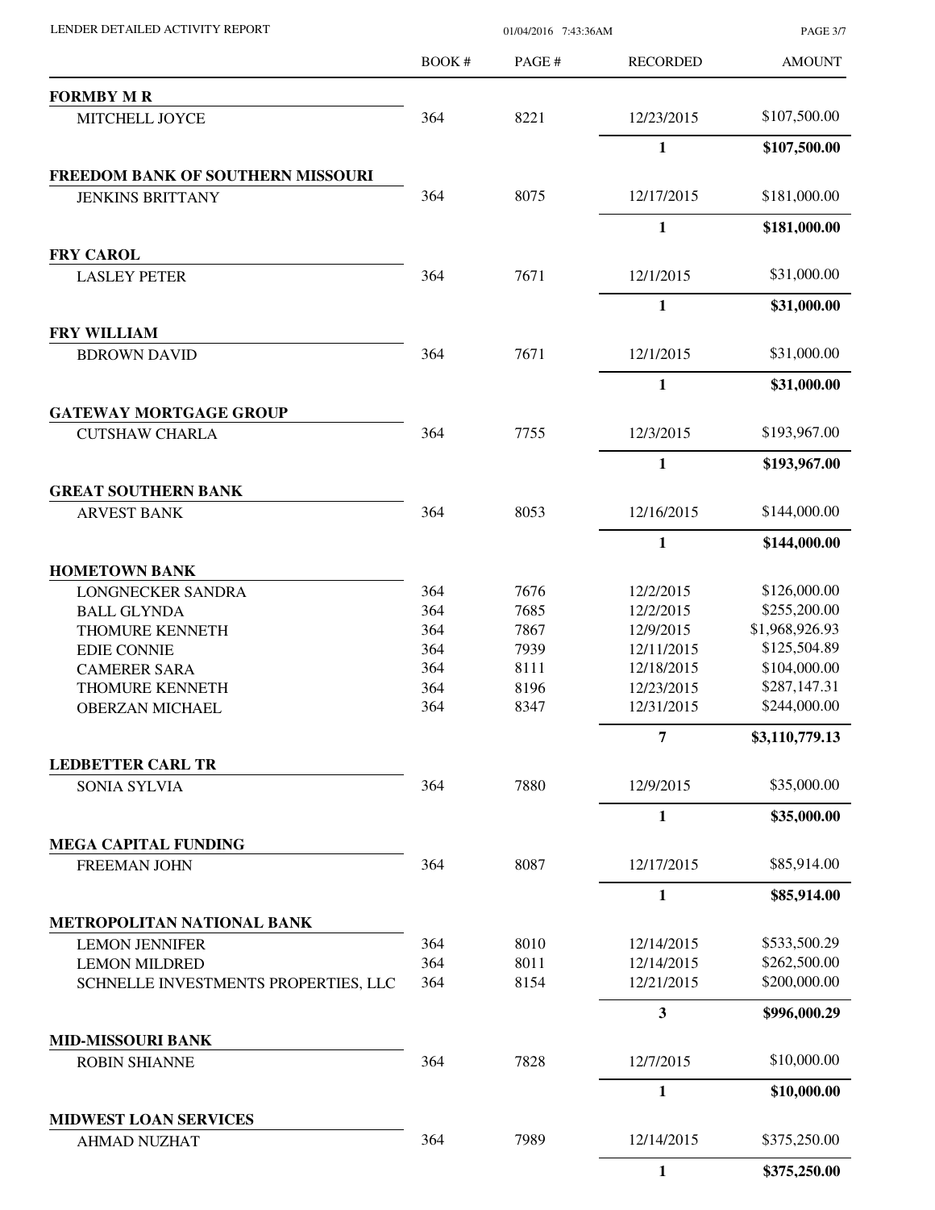LENDER DETAILED ACTIVITY REPORT

01/04/2016 7:43:36AM

| | BOOK # | PAGE # | RECORDED | AMOUNT |
|---|---|---|---|---|
| **FORMBY M R** | | | | |
| MITCHELL JOYCE | 364 | 8221 | 12/23/2015 | $107,500.00 |
| | | | **1** | **$107,500.00** |
| **FREEDOM BANK OF SOUTHERN MISSOURI** | | | | |
| JENKINS BRITTANY | 364 | 8075 | 12/17/2015 | $181,000.00 |
| | | | **1** | **$181,000.00** |
| **FRY CAROL** | | | | |
| LASLEY PETER | 364 | 7671 | 12/1/2015 | $31,000.00 |
| | | | **1** | **$31,000.00** |
| **FRY WILLIAM** | | | | |
| BDROWN DAVID | 364 | 7671 | 12/1/2015 | $31,000.00 |
| | | | **1** | **$31,000.00** |
| **GATEWAY MORTGAGE GROUP** | | | | |
| CUTSHAW CHARLA | 364 | 7755 | 12/3/2015 | $193,967.00 |
| | | | **1** | **$193,967.00** |
| **GREAT SOUTHERN BANK** | | | | |
| ARVEST BANK | 364 | 8053 | 12/16/2015 | $144,000.00 |
| | | | **1** | **$144,000.00** |
| **HOMETOWN BANK** | | | | |
| LONGNECKER SANDRA | 364 | 7676 | 12/2/2015 | $126,000.00 |
| BALL GLYNDA | 364 | 7685 | 12/2/2015 | $255,200.00 |
| THOMURE KENNETH | 364 | 7867 | 12/9/2015 | $1,968,926.93 |
| EDIE CONNIE | 364 | 7939 | 12/11/2015 | $125,504.89 |
| CAMERER SARA | 364 | 8111 | 12/18/2015 | $104,000.00 |
| THOMURE KENNETH | 364 | 8196 | 12/23/2015 | $287,147.31 |
| OBERZAN MICHAEL | 364 | 8347 | 12/31/2015 | $244,000.00 |
| | | | **7** | **$3,110,779.13** |
| **LEDBETTER CARL TR** | | | | |
| SONIA SYLVIA | 364 | 7880 | 12/9/2015 | $35,000.00 |
| | | | **1** | **$35,000.00** |
| **MEGA CAPITAL FUNDING** | | | | |
| FREEMAN JOHN | 364 | 8087 | 12/17/2015 | $85,914.00 |
| | | | **1** | **$85,914.00** |
| **METROPOLITAN NATIONAL BANK** | | | | |
| LEMON JENNIFER | 364 | 8010 | 12/14/2015 | $533,500.29 |
| LEMON MILDRED | 364 | 8011 | 12/14/2015 | $262,500.00 |
| SCHNELLE INVESTMENTS PROPERTIES, LLC | 364 | 8154 | 12/21/2015 | $200,000.00 |
| | | | **3** | **$996,000.29** |
| **MID-MISSOURI BANK** | | | | |
| ROBIN SHIANNE | 364 | 7828 | 12/7/2015 | $10,000.00 |
| | | | **1** | **$10,000.00** |
| **MIDWEST LOAN SERVICES** | | | | |
| AHMAD NUZHAT | 364 | 7989 | 12/14/2015 | $375,250.00 |
| | | | **1** | **$375,250.00** |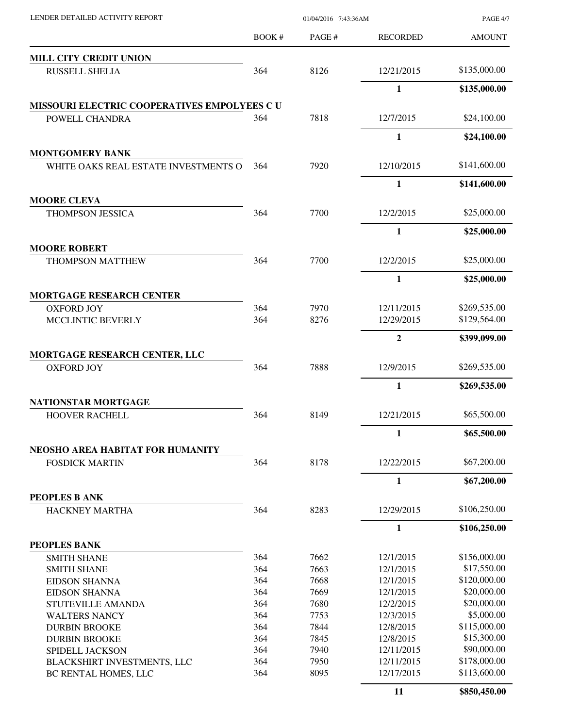LENDER DETAILED ACTIVITY REPORT

01/04/2016 7:43:36AM

| | BOOK # | PAGE # | RECORDED | AMOUNT |
|---|---|---|---|---|
| **MILL CITY CREDIT UNION** | | | | |
| RUSSELL SHELIA | 364 | 8126 | 12/21/2015 | $135,000.00 |
| | | | **1** | **$135,000.00** |
| **MISSOURI ELECTRIC COOPERATIVES EMPOLYEES C U** | | | | |
| POWELL CHANDRA | 364 | 7818 | 12/7/2015 | $24,100.00 |
| | | | **1** | **$24,100.00** |
| **MONTGOMERY BANK** | | | | |
| WHITE OAKS REAL ESTATE INVESTMENTS O | 364 | 7920 | 12/10/2015 | $141,600.00 |
| | | | **1** | **$141,600.00** |
| **MOORE CLEVA** | | | | |
| THOMPSON JESSICA | 364 | 7700 | 12/2/2015 | $25,000.00 |
| | | | **1** | **$25,000.00** |
| **MOORE ROBERT** | | | | |
| THOMPSON MATTHEW | 364 | 7700 | 12/2/2015 | $25,000.00 |
| | | | **1** | **$25,000.00** |
| **MORTGAGE RESEARCH CENTER** | | | | |
| OXFORD JOY | 364 | 7970 | 12/11/2015 | $269,535.00 |
| MCCLINTIC BEVERLY | 364 | 8276 | 12/29/2015 | $129,564.00 |
| | | | **2** | **$399,099.00** |
| **MORTGAGE RESEARCH CENTER, LLC** | | | | |
| OXFORD JOY | 364 | 7888 | 12/9/2015 | $269,535.00 |
| | | | **1** | **$269,535.00** |
| **NATIONSTAR MORTGAGE** | | | | |
| HOOVER RACHELL | 364 | 8149 | 12/21/2015 | $65,500.00 |
| | | | **1** | **$65,500.00** |
| **NEOSHO AREA HABITAT FOR HUMANITY** | | | | |
| FOSDICK MARTIN | 364 | 8178 | 12/22/2015 | $67,200.00 |
| | | | **1** | **$67,200.00** |
| **PEOPLES B ANK** | | | | |
| HACKNEY MARTHA | 364 | 8283 | 12/29/2015 | $106,250.00 |
| | | | **1** | **$106,250.00** |
| **PEOPLES BANK** | | | | |
| SMITH SHANE | 364 | 7662 | 12/1/2015 | $156,000.00 |
| SMITH SHANE | 364 | 7663 | 12/1/2015 | $17,550.00 |
| EIDSON SHANNA | 364 | 7668 | 12/1/2015 | $120,000.00 |
| EIDSON SHANNA | 364 | 7669 | 12/1/2015 | $20,000.00 |
| STUTEVILLE AMANDA | 364 | 7680 | 12/2/2015 | $20,000.00 |
| WALTERS NANCY | 364 | 7753 | 12/3/2015 | $5,000.00 |
| DURBIN BROOKE | 364 | 7844 | 12/8/2015 | $115,000.00 |
| DURBIN BROOKE | 364 | 7845 | 12/8/2015 | $15,300.00 |
| SPIDELL JACKSON | 364 | 7940 | 12/11/2015 | $90,000.00 |
| BLACKSHIRT INVESTMENTS, LLC | 364 | 7950 | 12/11/2015 | $178,000.00 |
| BC RENTAL HOMES, LLC | 364 | 8095 | 12/17/2015 | $113,600.00 |
| | | | **11** | **$850,450.00** |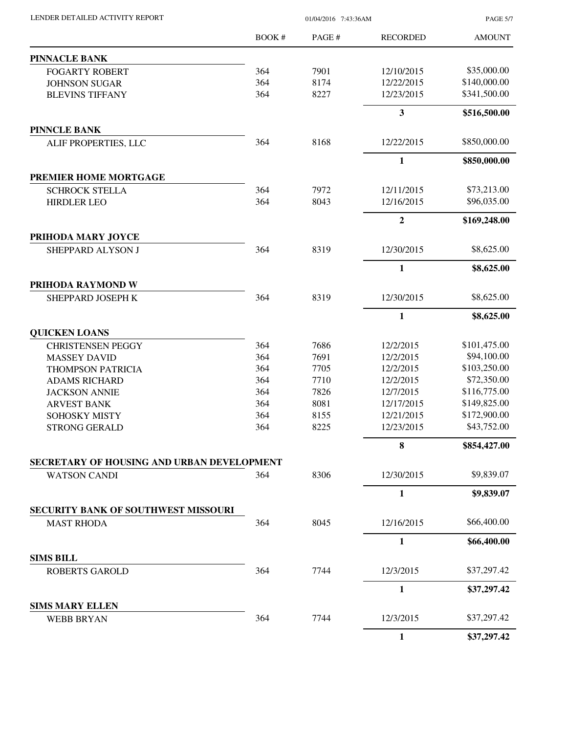| | BOOK # | PAGE # | RECORDED | AMOUNT |
|---|---|---|---|---|
| **PINNACLE BANK** | | | | |
| FOGARTY ROBERT | 364 | 7901 | 12/10/2015 | $35,000.00 |
| JOHNSON SUGAR | 364 | 8174 | 12/22/2015 | $140,000.00 |
| BLEVINS TIFFANY | 364 | 8227 | 12/23/2015 | $341,500.00 |
| | | | **3** | **$516,500.00** |
| **PINNCLE BANK** | | | | |
| ALIF PROPERTIES, LLC | 364 | 8168 | 12/22/2015 | $850,000.00 |
| | | | **1** | **$850,000.00** |
| **PREMIER HOME MORTGAGE** | | | | |
| SCHROCK STELLA | 364 | 7972 | 12/11/2015 | $73,213.00 |
| HIRDLER LEO | 364 | 8043 | 12/16/2015 | $96,035.00 |
| | | | **2** | **$169,248.00** |
| **PRIHODA MARY JOYCE** | | | | |
| SHEPPARD ALYSON J | 364 | 8319 | 12/30/2015 | $8,625.00 |
| | | | **1** | **$8,625.00** |
| **PRIHODA RAYMOND W** | | | | |
| SHEPPARD JOSEPH K | 364 | 8319 | 12/30/2015 | $8,625.00 |
| | | | **1** | **$8,625.00** |
| **QUICKEN LOANS** | | | | |
| CHRISTENSEN PEGGY | 364 | 7686 | 12/2/2015 | $101,475.00 |
| MASSEY DAVID | 364 | 7691 | 12/2/2015 | $94,100.00 |
| THOMPSON PATRICIA | 364 | 7705 | 12/2/2015 | $103,250.00 |
| ADAMS RICHARD | 364 | 7710 | 12/2/2015 | $72,350.00 |
| JACKSON ANNIE | 364 | 7826 | 12/7/2015 | $116,775.00 |
| ARVEST BANK | 364 | 8081 | 12/17/2015 | $149,825.00 |
| SOHOSKY MISTY | 364 | 8155 | 12/21/2015 | $172,900.00 |
| STRONG GERALD | 364 | 8225 | 12/23/2015 | $43,752.00 |
| | | | **8** | **$854,427.00** |
| **SECRETARY OF HOUSING AND URBAN DEVELOPMENT** | | | | |
| WATSON CANDI | 364 | 8306 | 12/30/2015 | $9,839.07 |
| | | | **1** | **$9,839.07** |
| **SECURITY BANK OF SOUTHWEST MISSOURI** | | | | |
| MAST RHODA | 364 | 8045 | 12/16/2015 | $66,400.00 |
| | | | **1** | **$66,400.00** |
| **SIMS BILL** | | | | |
| ROBERTS GAROLD | 364 | 7744 | 12/3/2015 | $37,297.42 |
| | | | **1** | **$37,297.42** |
| **SIMS MARY ELLEN** | | | | |
| WEBB BRYAN | 364 | 7744 | 12/3/2015 | $37,297.42 |
| | | | **1** | **$37,297.42** |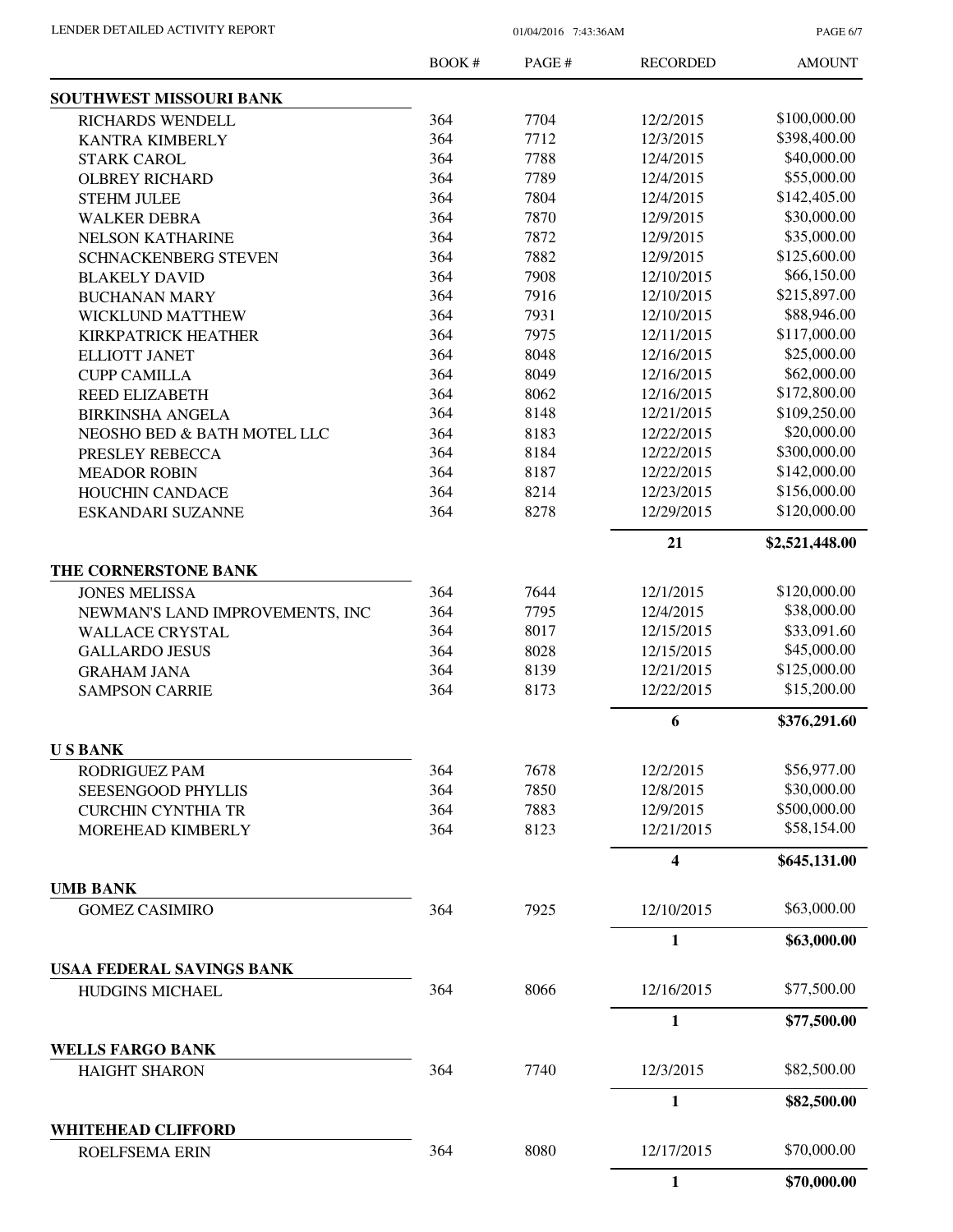| | BOOK # | PAGE # | RECORDED | AMOUNT |
|---|---|---|---|---|
| **SOUTHWEST MISSOURI BANK** | | | | |
| RICHARDS WENDELL | 364 | 7704 | 12/2/2015 | $100,000.00 |
| KANTRA KIMBERLY | 364 | 7712 | 12/3/2015 | $398,400.00 |
| STARK CAROL | 364 | 7788 | 12/4/2015 | $40,000.00 |
| OLBREY RICHARD | 364 | 7789 | 12/4/2015 | $55,000.00 |
| STEHM JULEE | 364 | 7804 | 12/4/2015 | $142,405.00 |
| WALKER DEBRA | 364 | 7870 | 12/9/2015 | $30,000.00 |
| NELSON KATHARINE | 364 | 7872 | 12/9/2015 | $35,000.00 |
| SCHNACKENBERG STEVEN | 364 | 7882 | 12/9/2015 | $125,600.00 |
| BLAKELY DAVID | 364 | 7908 | 12/10/2015 | $66,150.00 |
| BUCHANAN MARY | 364 | 7916 | 12/10/2015 | $215,897.00 |
| WICKLUND MATTHEW | 364 | 7931 | 12/10/2015 | $88,946.00 |
| KIRKPATRICK HEATHER | 364 | 7975 | 12/11/2015 | $117,000.00 |
| ELLIOTT JANET | 364 | 8048 | 12/16/2015 | $25,000.00 |
| CUPP CAMILLA | 364 | 8049 | 12/16/2015 | $62,000.00 |
| REED ELIZABETH | 364 | 8062 | 12/16/2015 | $172,800.00 |
| BIRKINSHA ANGELA | 364 | 8148 | 12/21/2015 | $109,250.00 |
| NEOSHO BED & BATH MOTEL LLC | 364 | 8183 | 12/22/2015 | $20,000.00 |
| PRESLEY REBECCA | 364 | 8184 | 12/22/2015 | $300,000.00 |
| MEADOR ROBIN | 364 | 8187 | 12/22/2015 | $142,000.00 |
| HOUCHIN CANDACE | 364 | 8214 | 12/23/2015 | $156,000.00 |
| ESKANDARI SUZANNE | 364 | 8278 | 12/29/2015 | $120,000.00 |
| | | | **21** | **$2,521,448.00** |
| **THE CORNERSTONE BANK** | | | | |
| JONES MELISSA | 364 | 7644 | 12/1/2015 | $120,000.00 |
| NEWMAN'S LAND IMPROVEMENTS, INC | 364 | 7795 | 12/4/2015 | $38,000.00 |
| WALLACE CRYSTAL | 364 | 8017 | 12/15/2015 | $33,091.60 |
| GALLARDO JESUS | 364 | 8028 | 12/15/2015 | $45,000.00 |
| GRAHAM JANA | 364 | 8139 | 12/21/2015 | $125,000.00 |
| SAMPSON CARRIE | 364 | 8173 | 12/22/2015 | $15,200.00 |
| | | | **6** | **$376,291.60** |
| **U S BANK** | | | | |
| RODRIGUEZ PAM | 364 | 7678 | 12/2/2015 | $56,977.00 |
| SEESENGOOD PHYLLIS | 364 | 7850 | 12/8/2015 | $30,000.00 |
| CURCHIN CYNTHIA TR | 364 | 7883 | 12/9/2015 | $500,000.00 |
| MOREHEAD KIMBERLY | 364 | 8123 | 12/21/2015 | $58,154.00 |
| | | | **4** | **$645,131.00** |
| **UMB BANK** | | | | |
| GOMEZ CASIMIRO | 364 | 7925 | 12/10/2015 | $63,000.00 |
| | | | **1** | **$63,000.00** |
| **USAA FEDERAL SAVINGS BANK** | | | | |
| HUDGINS MICHAEL | 364 | 8066 | 12/16/2015 | $77,500.00 |
| | | | **1** | **$77,500.00** |
| **WELLS FARGO BANK** | | | | |
| HAIGHT SHARON | 364 | 7740 | 12/3/2015 | $82,500.00 |
| | | | **1** | **$82,500.00** |
| **WHITEHEAD CLIFFORD** | | | | |
| ROELFSEMA ERIN | 364 | 8080 | 12/17/2015 | $70,000.00 |
| | | | **1** | **$70,000.00** |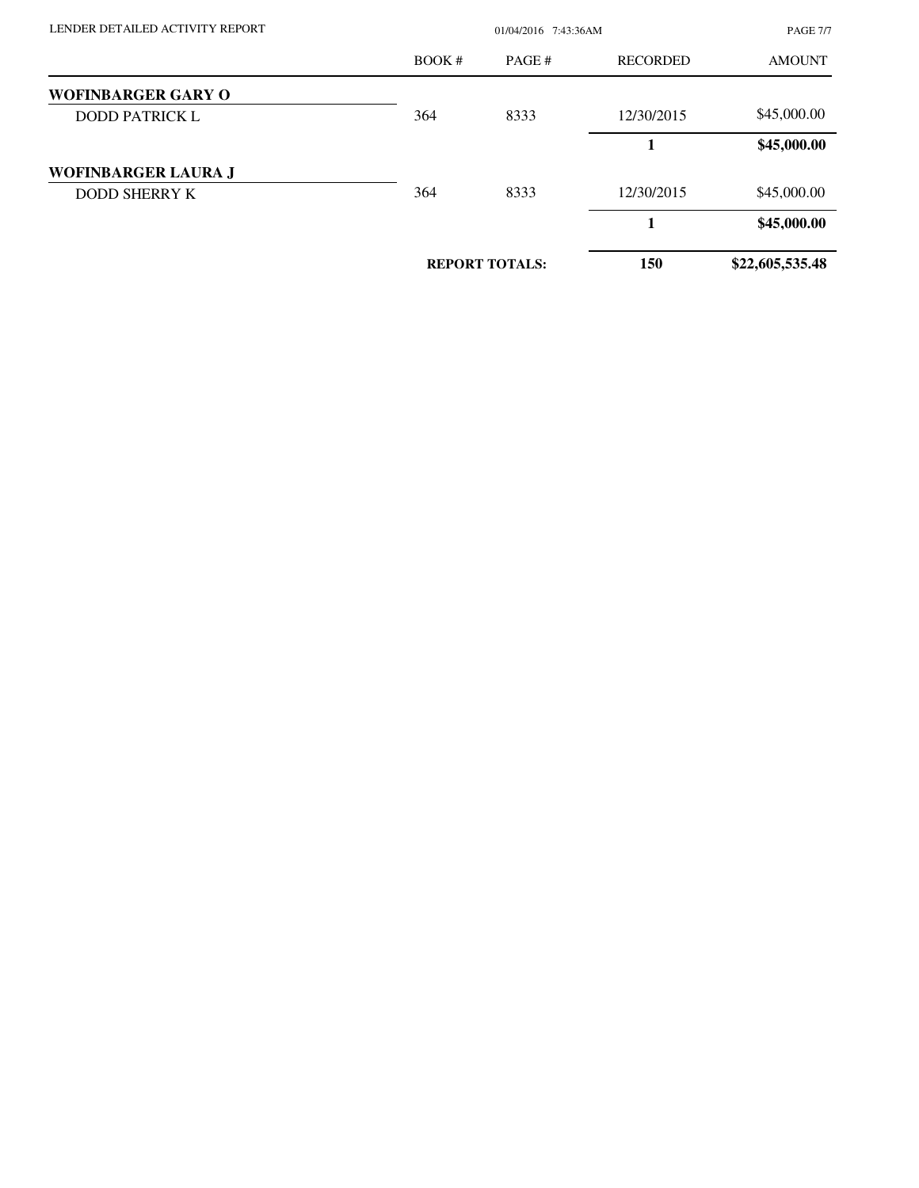| | BOOK # | PAGE # | RECORDED | AMOUNT |
|---|---|---|---|---|
| **WOFINBARGER GARY O** | | | | |
| DODD PATRICK L | 364 | 8333 | 12/30/2015 | $45,000.00 |
| | | | **1** | **$45,000.00** |
| **WOFINBARGER LAURA J** | | | | |
| DODD SHERRY K | 364 | 8333 | 12/30/2015 | $45,000.00 |
| | | | **1** | **$45,000.00** |
| | **REPORT TOTALS:** | | **150** | **$22,605,535.48** |